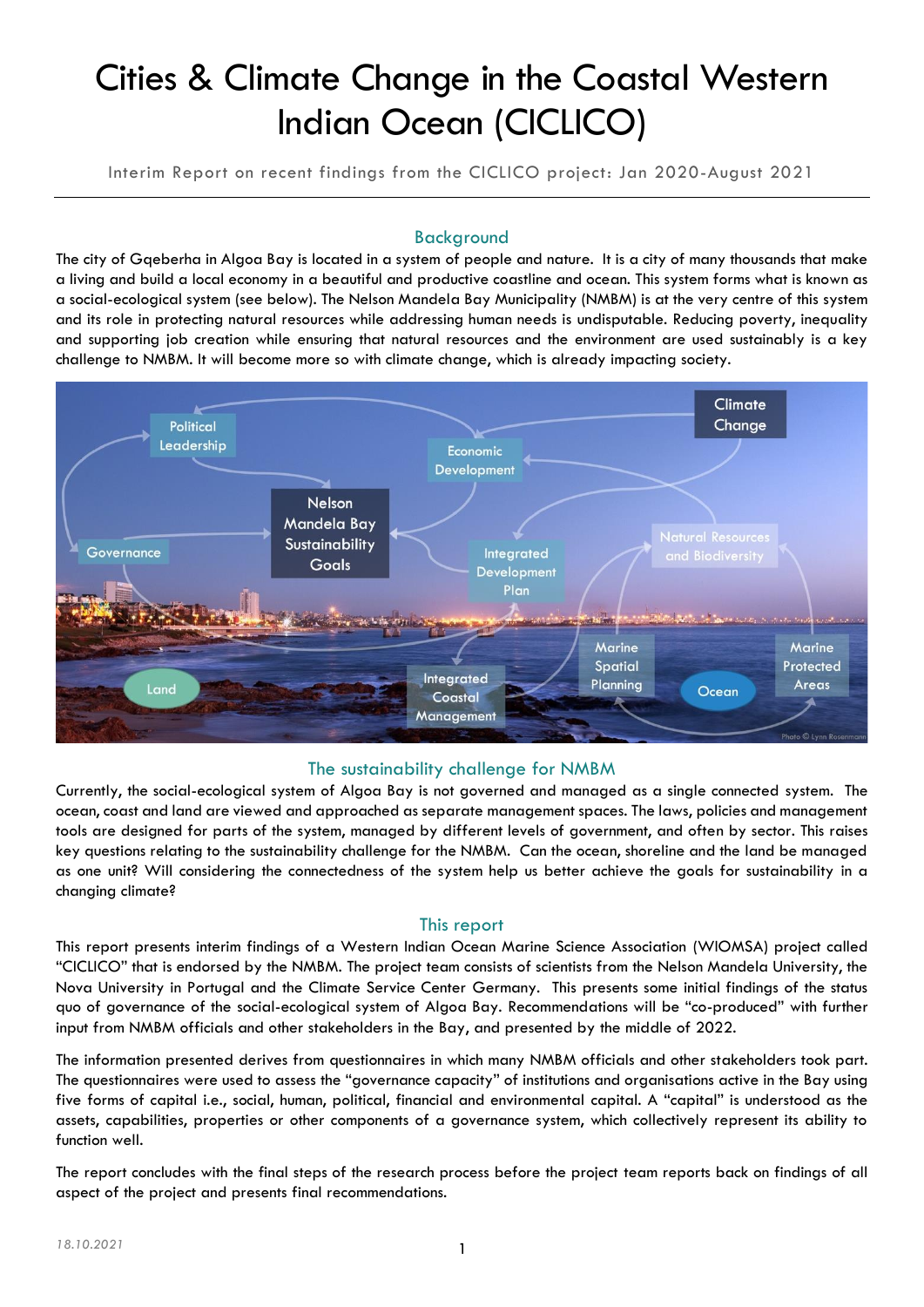# Cities & Climate Change in the Coastal Western Indian Ocean (CICLICO)

Interim Report on recent findings from the CICLICO project: Jan 2020-August 2021

## Background

The city of Gqeberha in Algoa Bay is located in a system of people and nature. It is a city of many thousands that make a living and build a local economy in a beautiful and productive coastline and ocean. This system forms what is known as a social-ecological system (see below). The Nelson Mandela Bay Municipality (NMBM) is at the very centre of this system and its role in protecting natural resources while addressing human needs is undisputable. Reducing poverty, inequality and supporting job creation while ensuring that natural resources and the environment are used sustainably is a key challenge to NMBM. It will become more so with climate change, which is already impacting society.

## The sustainability challenge for NMBM

Currently, the social-ecological system of Algoa Bay is not governed and managed as a single connected system. The ocean, coast and land are viewed and approached as separate management spaces. The laws, policies and management tools are designed for parts of the system, managed by different levels of government, and often by sector. This raises key questions relating to the sustainability challenge for the NMBM. Can the ocean, shoreline and the land be managed as one unit? Will considering the connectedness of the system help us better achieve the goals for sustainability in a changing climate?

## This report

This report presents interim findings of a Western Indian Ocean Marine Science Association (WIOMSA) project called "CICLICO" that is endorsed by the NMBM. The project team consists of scientists from the Nelson Mandela University, the Nova University in Portugal and the Climate Service Center Germany. This presents some initial findings of the status quo of governance of the social-ecological system of Algoa Bay. Recommendations will be "co-produced" with further input from NMBM officials and other stakeholders in the Bay, and presented by the middle of 2022.

The information presented derives from questionnaires in which many NMBM officials and other stakeholders took part. The questionnaires were used to assess the "governance capacity" of institutions and organisations active in the Bay using five forms of capital i.e., social, human, political, financial and environmental capital. A "capital" is understood as the assets, capabilities, properties or other components of a governance system, which collectively represent its ability to function well.

The report concludes with the final steps of the research process before the project team reports back on findings of all aspect of the project and presents final recommendations.

18.10.2021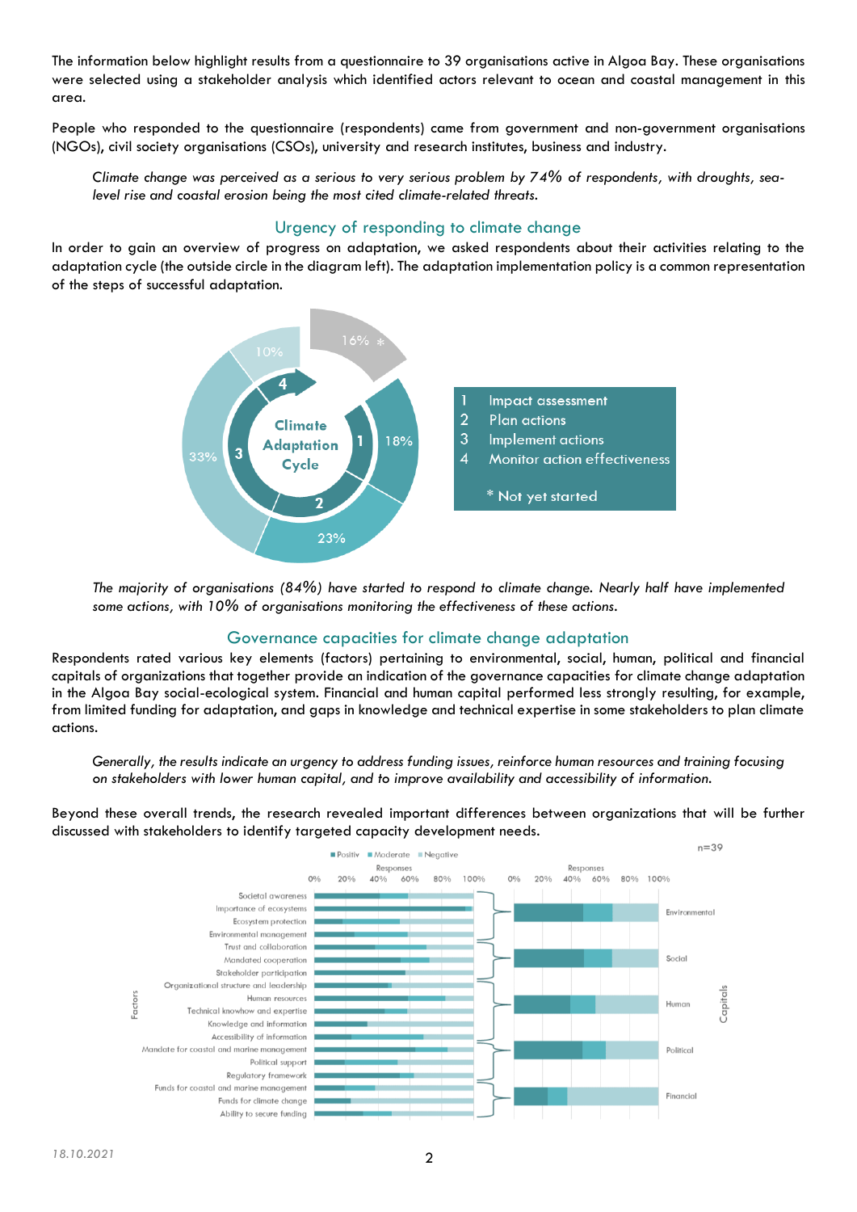The information below highlight results from a questionnaire to 39 organisations active in Algoa Bay. These organisations were selected using a stakeholder analysis which identified actors relevant to ocean and coastal management in this area.

People who responded to the questionnaire (respondents) came from government and non-government organisations (NGOs), civil society organisations (CSOs), university and research institutes, business and industry.

*Climate change was perceived as a serious to very serious problem by 74% of respondents, with droughts, sea-level rise and coastal erosion being the most cited climate-related threats.*

## Urgency of responding to climate change

In order to gain an overview of progress on adaptation, we asked respondents about their activities relating to the adaptation cycle (the outside circle in the diagram left). The adaptation implementation policy is a common representation of the steps of successful adaptation.

Climate Adaptation Cycle

- 1 Impact assessment — 18%
- 2 Plan actions — 23%
- 3 Implement actions — 33%
- 4 Monitor action effectiveness — 10%
- \* Not yet started — 16%

*The majority of organisations (84%) have started to respond to climate change. Nearly half have implemented some actions, with 10% of organisations monitoring the effectiveness of these actions.*

## Governance capacities for climate change adaptation

Respondents rated various key elements (factors) pertaining to environmental, social, human, political and financial capitals of organizations that together provide an indication of the governance capacities for climate change adaptation in the Algoa Bay social-ecological system. Financial and human capital performed less strongly resulting, for example, from limited funding for adaptation, and gaps in knowledge and technical expertise in some stakeholders to plan climate actions.

*Generally, the results indicate an urgency to address funding issues, reinforce human resources and training focusing on stakeholders with lower human capital, and to improve availability and accessibility of information.*

Beyond these overall trends, the research revealed important differences between organizations that will be further discussed with stakeholders to identify targeted capacity development needs.

n=39

Legend: Positiv, Moderate, Negative

| Capitals | Factors |
|---|---|
| Environmental | Societal awareness; Importance of ecosystems; Ecosystem protection; Environmental management |
| Social | Trust and collaboration; Mandated cooperation; Stakeholder participation; Organizational structure and leadership |
| Human | Human resources; Technical knowhow and expertise; Knowledge and information; Accessibility of information |
| Political | Mandate for coastal and marine management; Political support; Regulatory framework |
| Financial | Funds for coastal and marine management; Funds for climate change; Ability to secure funding |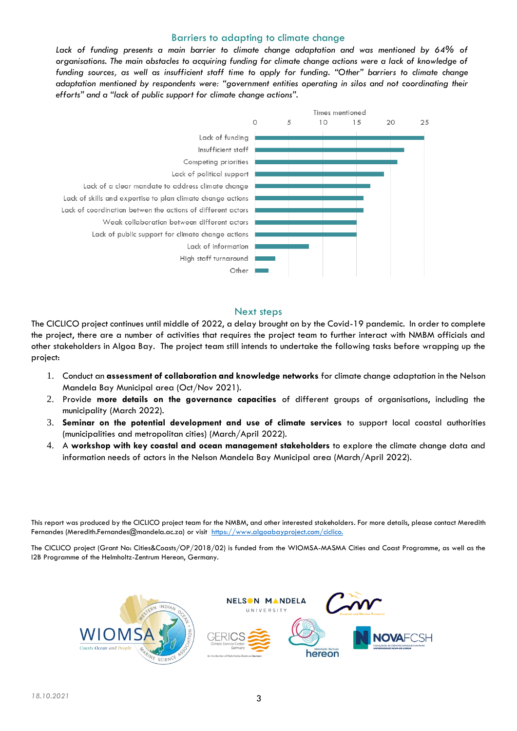## Barriers to adapting to climate change

*Lack of funding presents a main barrier to climate change adaptation and was mentioned by 64% of organisations. The main obstacles to acquiring funding for climate change actions were a lack of knowledge of funding sources, as well as insufficient staff time to apply for funding. "Other" barriers to climate change adaptation mentioned by respondents were: "government entities operating in silos and not coordinating their efforts" and a "lack of public support for climate change actions".*

Times mentioned

0 5 10 15 20 25

Lack of funding
Insufficient staff
Competing priorities
Lack of political support
Lack of a clear mandate to address climate change
Lack of skills and expertise to plan climate change actions
Lack of coordination betwen the actions of different actors
Weak collaboration between different actors
Lack of public support for climate change actions
Lack of information
High staff turnaround
Other

## Next steps

The CICLICO project continues until middle of 2022, a delay brought on by the Covid-19 pandemic. In order to complete the project, there are a number of activities that requires the project team to further interact with NMBM officials and other stakeholders in Algoa Bay. The project team still intends to undertake the following tasks before wrapping up the project:

1. Conduct an **assessment of collaboration and knowledge networks** for climate change adaptation in the Nelson Mandela Bay Municipal area (Oct/Nov 2021).
2. Provide **more details on the governance capacities** of different groups of organisations, including the municipality (March 2022).
3. **Seminar on the potential development and use of climate services** to support local coastal authorities (municipalities and metropolitan cities) (March/April 2022).
4. A **workshop with key coastal and ocean management stakeholders** to explore the climate change data and information needs of actors in the Nelson Mandela Bay Municipal area (March/April 2022).

This report was produced by the CICLICO project team for the NMBM, and other interested stakeholders. For more details, please contact Meredith Fernandes (Meredith.Fernandes@mandela.ac.za) or visit https://www.algoabayproject.com/ciclico.

The CICLICO project (Grant No: Cities&Coasts/OP/2018/02) is funded from the WIOMSA-MASMA Cities and Coast Programme, as well as the I2B Programme of the Helmholtz-Zentrum Hereon, Germany.

18.10.2021